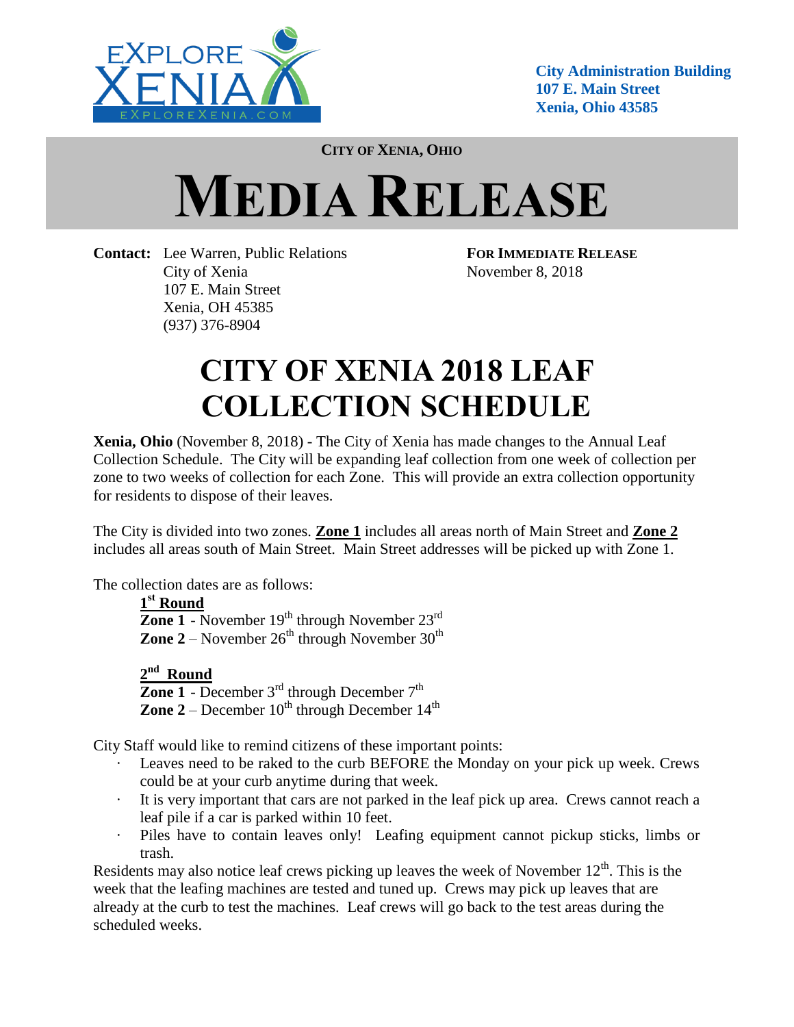City Administration Building
107 E. Main Street
Xenia, Ohio 43585

**CITY OF XENIA, OHIO**

# MEDIA RELEASE

**Contact:** Lee Warren, Public Relations
City of Xenia
107 E. Main Street
Xenia, OH 45385
(937) 376-8904

**FOR IMMEDIATE RELEASE**
November 8, 2018

# CITY OF XENIA 2018 LEAF COLLECTION SCHEDULE

**Xenia, Ohio** (November 8, 2018) - The City of Xenia has made changes to the Annual Leaf Collection Schedule. The City will be expanding leaf collection from one week of collection per zone to two weeks of collection for each Zone. This will provide an extra collection opportunity for residents to dispose of their leaves.

The City is divided into two zones. **Zone 1** includes all areas north of Main Street and **Zone 2** includes all areas south of Main Street. Main Street addresses will be picked up with Zone 1.

The collection dates are as follows:

**1st Round**
**Zone 1** - November 19th through November 23rd
**Zone 2** – November 26th through November 30th

**2nd Round**
**Zone 1** - December 3rd through December 7th
**Zone 2** – December 10th through December 14th

City Staff would like to remind citizens of these important points:

- Leaves need to be raked to the curb BEFORE the Monday on your pick up week. Crews could be at your curb anytime during that week.
- It is very important that cars are not parked in the leaf pick up area. Crews cannot reach a leaf pile if a car is parked within 10 feet.
- Piles have to contain leaves only! Leafing equipment cannot pickup sticks, limbs or trash.

Residents may also notice leaf crews picking up leaves the week of November 12th. This is the week that the leafing machines are tested and tuned up. Crews may pick up leaves that are already at the curb to test the machines. Leaf crews will go back to the test areas during the scheduled weeks.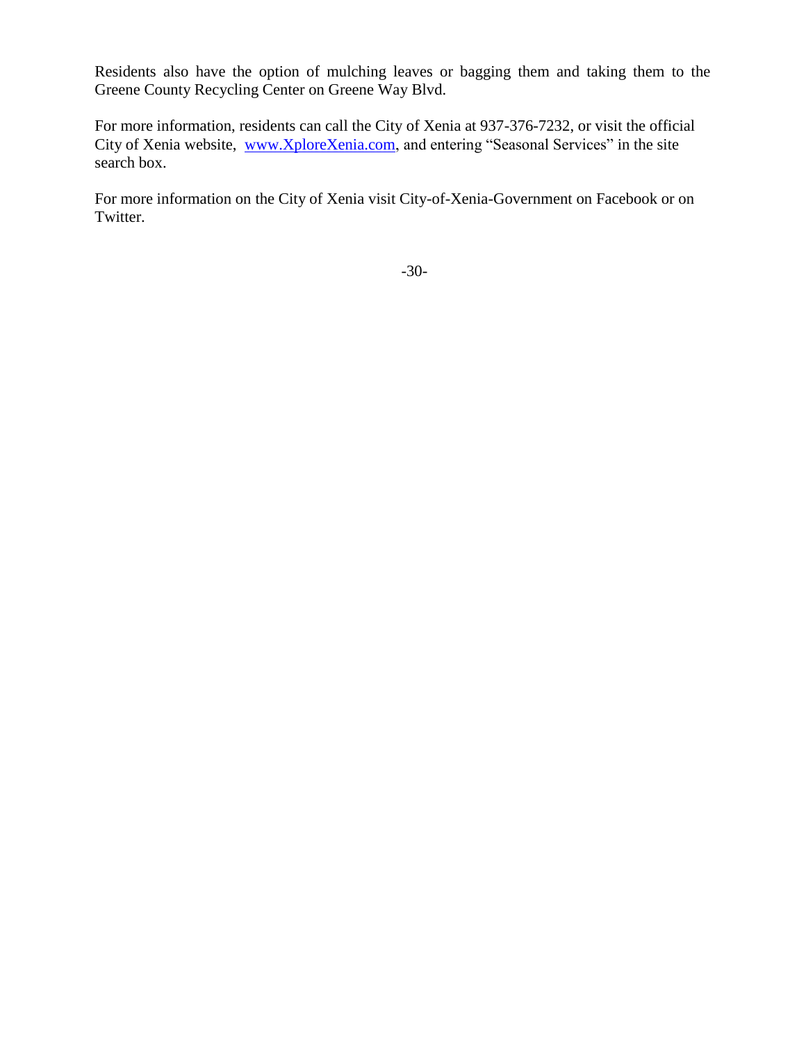Residents also have the option of mulching leaves or bagging them and taking them to the Greene County Recycling Center on Greene Way Blvd.

For more information, residents can call the City of Xenia at 937-376-7232, or visit the official City of Xenia website, [www.XploreXenia.com](http://www.XploreXenia.com), and entering "Seasonal Services" in the site search box.

For more information on the City of Xenia visit City-of-Xenia-Government on Facebook or on Twitter.

-30-